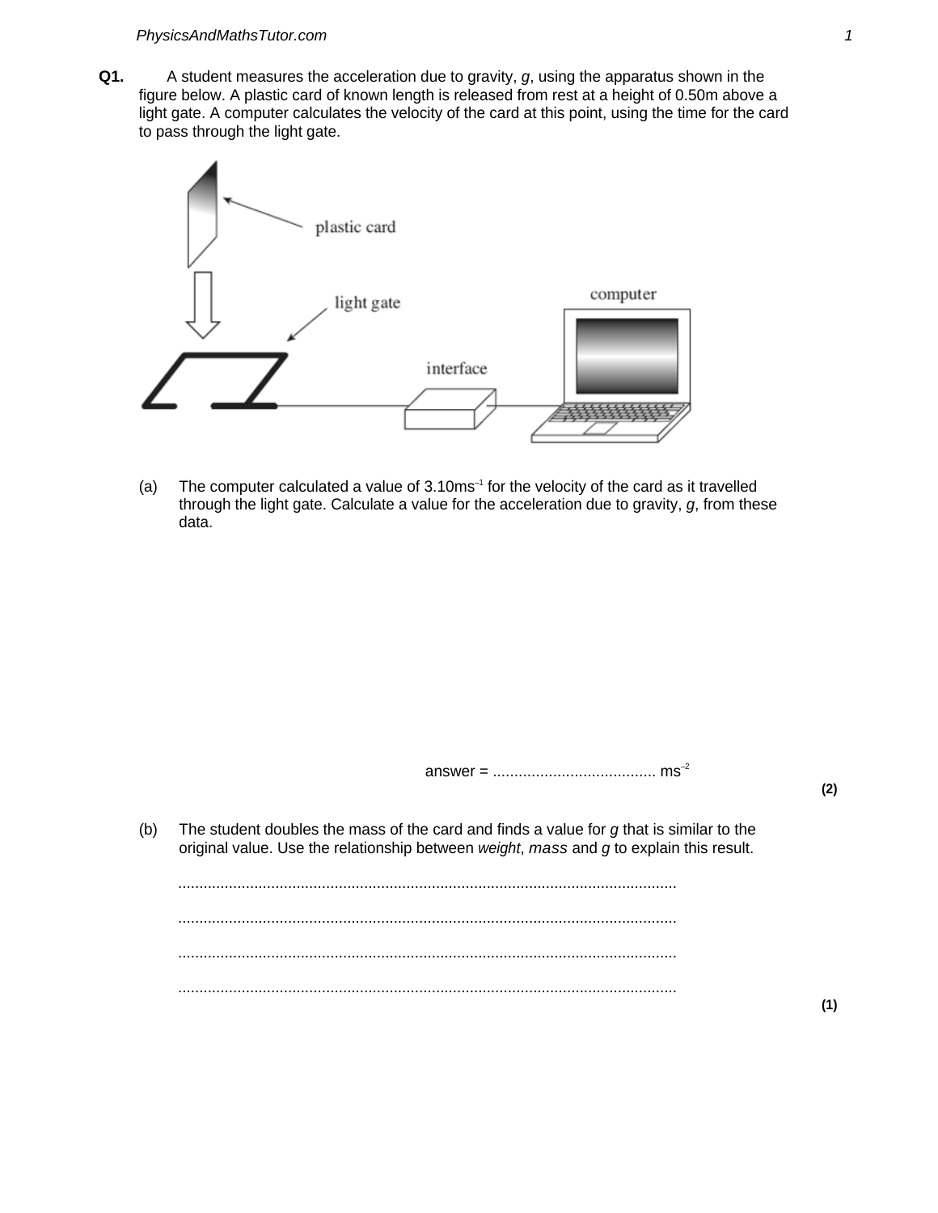**Q1.** A student measures the acceleration due to gravity, *g*, using the apparatus shown in the figure below. A plastic card of known length is released from rest at a height of 0.50m above a light gate. A computer calculates the velocity of the card at this point, using the time for the card to pass through the light gate.

(a) The computer calculated a value of $3.10 ms^{-1}$ for the velocity of the card as it travelled through the light gate. Calculate a value for the acceleration due to gravity, *g*, from these data.

answer = ...................................... $ms^{-2}$

**(2)**

(b) The student doubles the mass of the card and finds a value for *g* that is similar to the original value. Use the relationship between *weight*, *mass* and *g* to explain this result.

.....................................................................................................................

.....................................................................................................................

.....................................................................................................................

.....................................................................................................................

**(1)**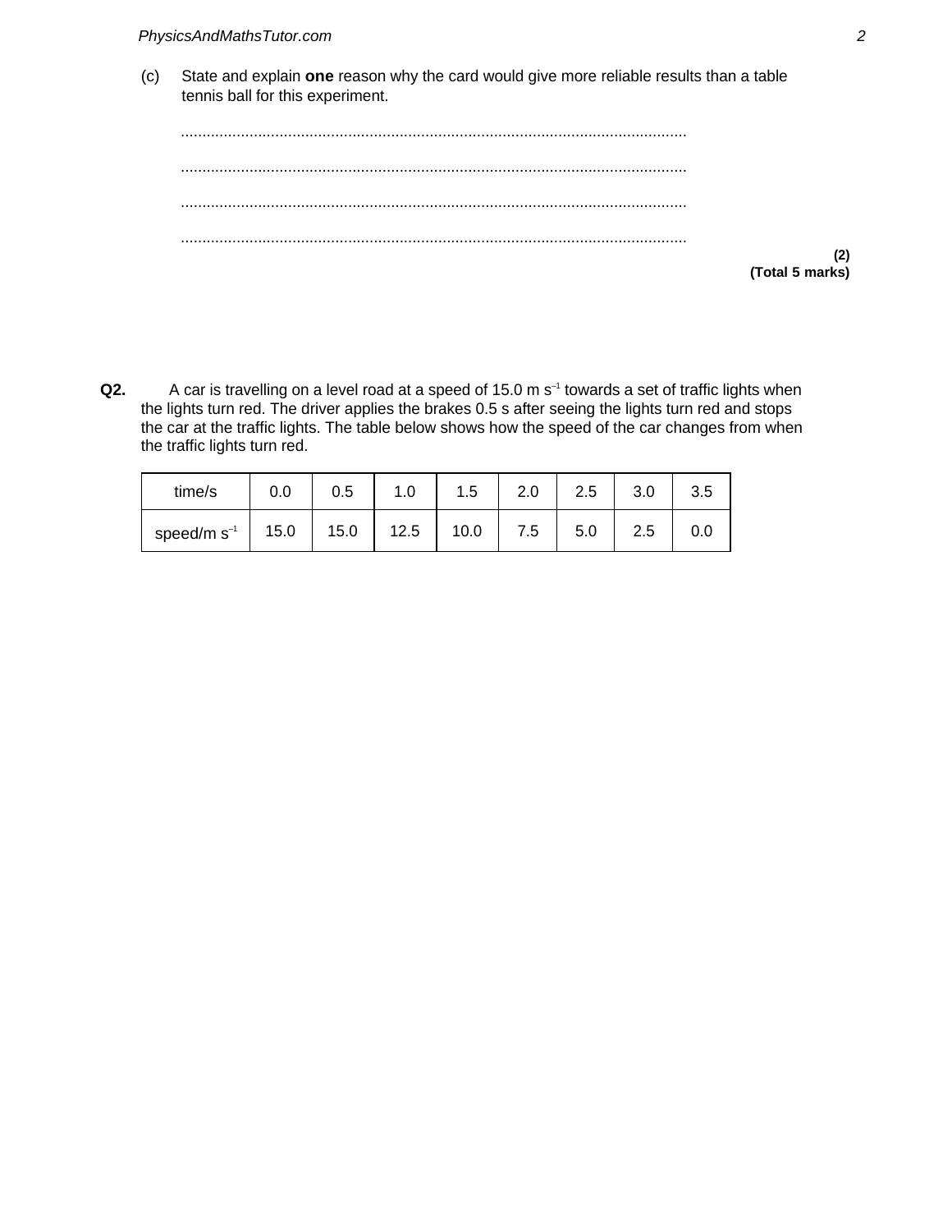(c) State and explain **one** reason why the card would give more reliable results than a table tennis ball for this experiment.

.....................................................................................................................

.....................................................................................................................

.....................................................................................................................

.....................................................................................................................

**(2)**
**(Total 5 marks)**

**Q2.** A car is travelling on a level road at a speed of 15.0 m $s^{-1}$ towards a set of traffic lights when the lights turn red. The driver applies the brakes 0.5 s after seeing the lights turn red and stops the car at the traffic lights. The table below shows how the speed of the car changes from when the traffic lights turn red.

| time/s | 0.0 | 0.5 | 1.0 | 1.5 | 2.0 | 2.5 | 3.0 | 3.5 |
|---|---|---|---|---|---|---|---|---|
| speed/m $s^{-1}$ | 15.0 | 15.0 | 12.5 | 10.0 | 7.5 | 5.0 | 2.5 | 0.0 |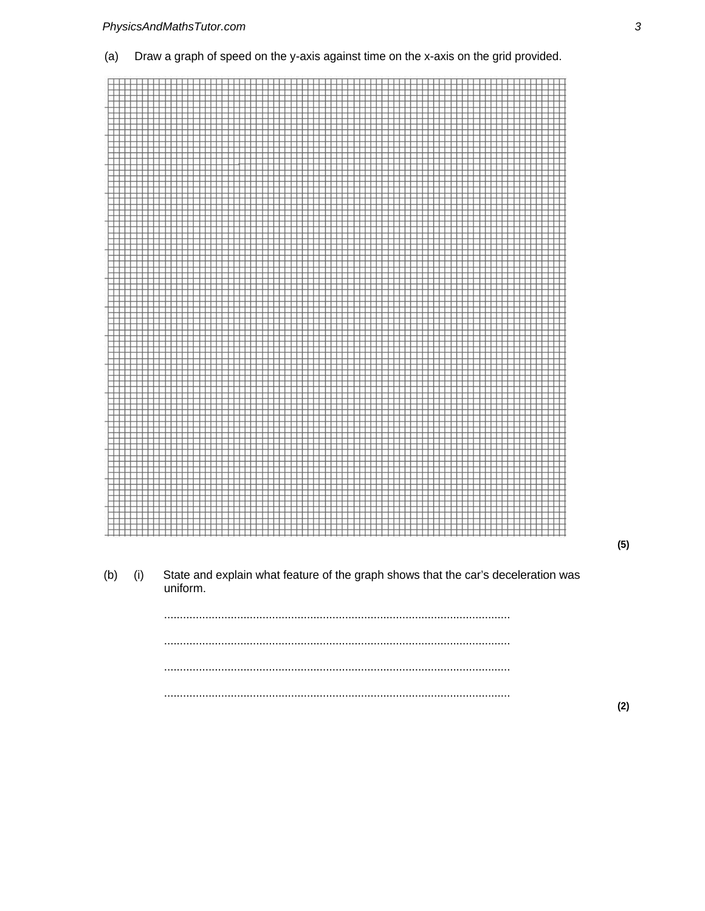(a) Draw a graph of speed on the y-axis against time on the x-axis on the grid provided.

**(5)**

(b) (i) State and explain what feature of the graph shows that the car's deceleration was uniform.

...........................................................................................................

...........................................................................................................

...........................................................................................................

...........................................................................................................

**(2)**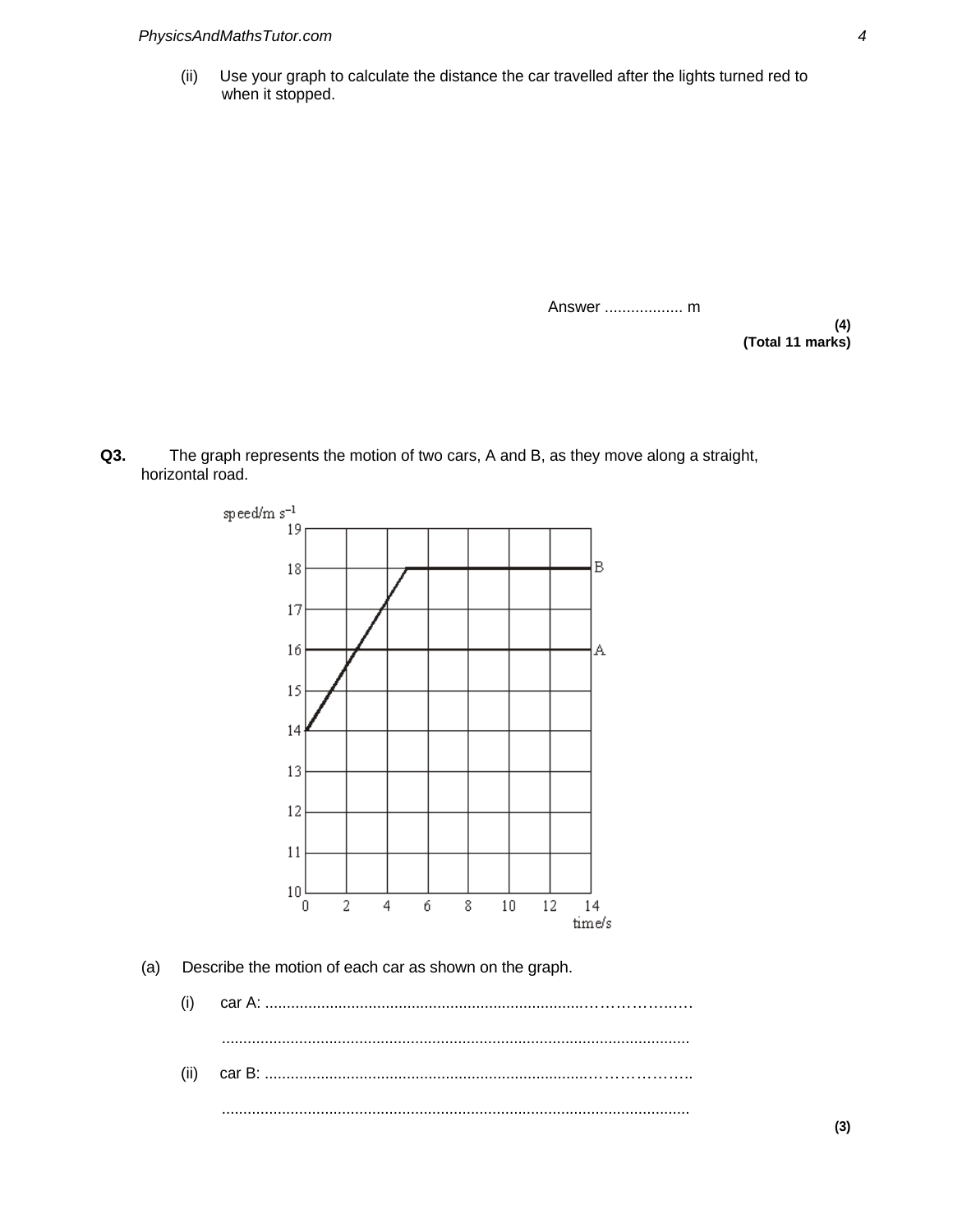(ii) Use your graph to calculate the distance the car travelled after the lights turned red to when it stopped.

Answer .................. m

**(4)**
**(Total 11 marks)**

**Q3.** The graph represents the motion of two cars, A and B, as they move along a straight, horizontal road.

(a) Describe the motion of each car as shown on the graph.

(i) car A: ...............................................................................................

...............................................................................................................

(ii) car B: ...............................................................................................

...............................................................................................................

**(3)**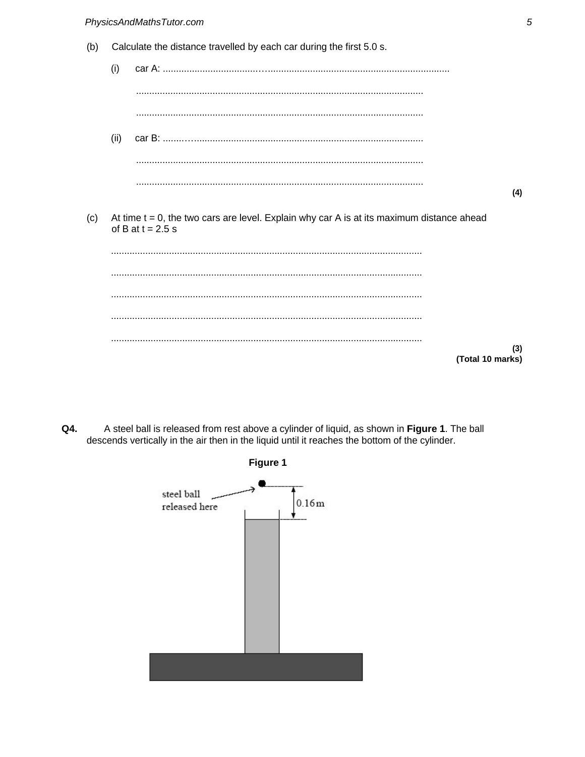(b) Calculate the distance travelled by each car during the first 5.0 s.

(i) car A: ..............................................................................................................

..............................................................................................................

..............................................................................................................

(ii) car B: ..............................................................................................................

..............................................................................................................

..............................................................................................................

**(4)**

(c) At time t = 0, the two cars are level. Explain why car A is at its maximum distance ahead of B at t = 2.5 s

..............................................................................................................

..............................................................................................................

..............................................................................................................

..............................................................................................................

..............................................................................................................

**(3)**
**(Total 10 marks)**

**Q4.** A steel ball is released from rest above a cylinder of liquid, as shown in **Figure 1**. The ball descends vertically in the air then in the liquid until it reaches the bottom of the cylinder.

**Figure 1**

steel ball released here

0.16 m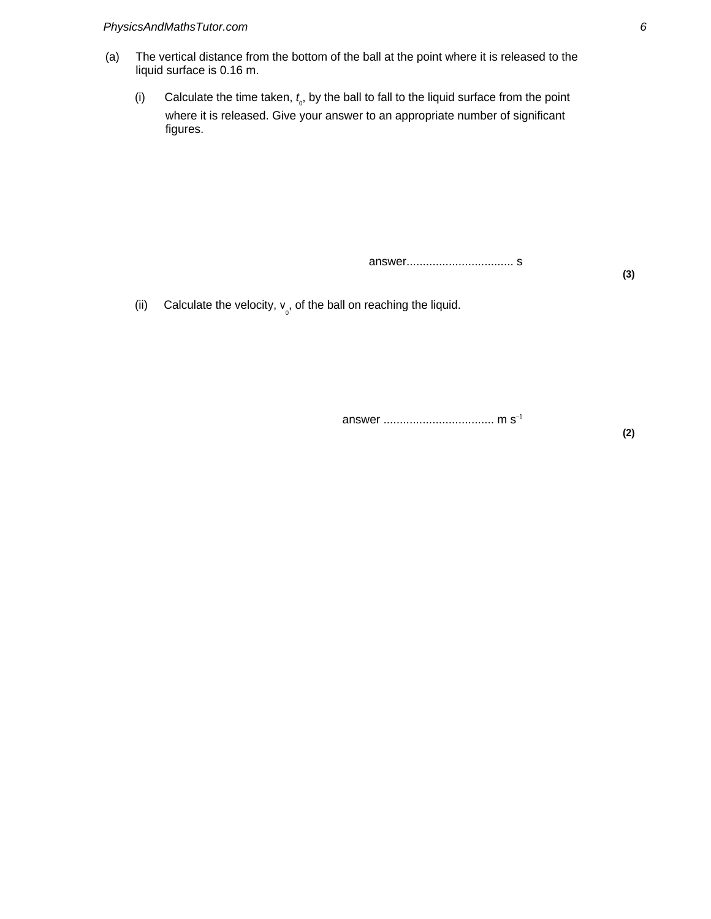(a) The vertical distance from the bottom of the ball at the point where it is released to the liquid surface is 0.16 m.

(i) Calculate the time taken, $t_0$, by the ball to fall to the liquid surface from the point where it is released. Give your answer to an appropriate number of significant figures.

answer................................ s

**(3)**

(ii) Calculate the velocity, $v_0$, of the ball on reaching the liquid.

answer ................................. m $s^{-1}$

**(2)**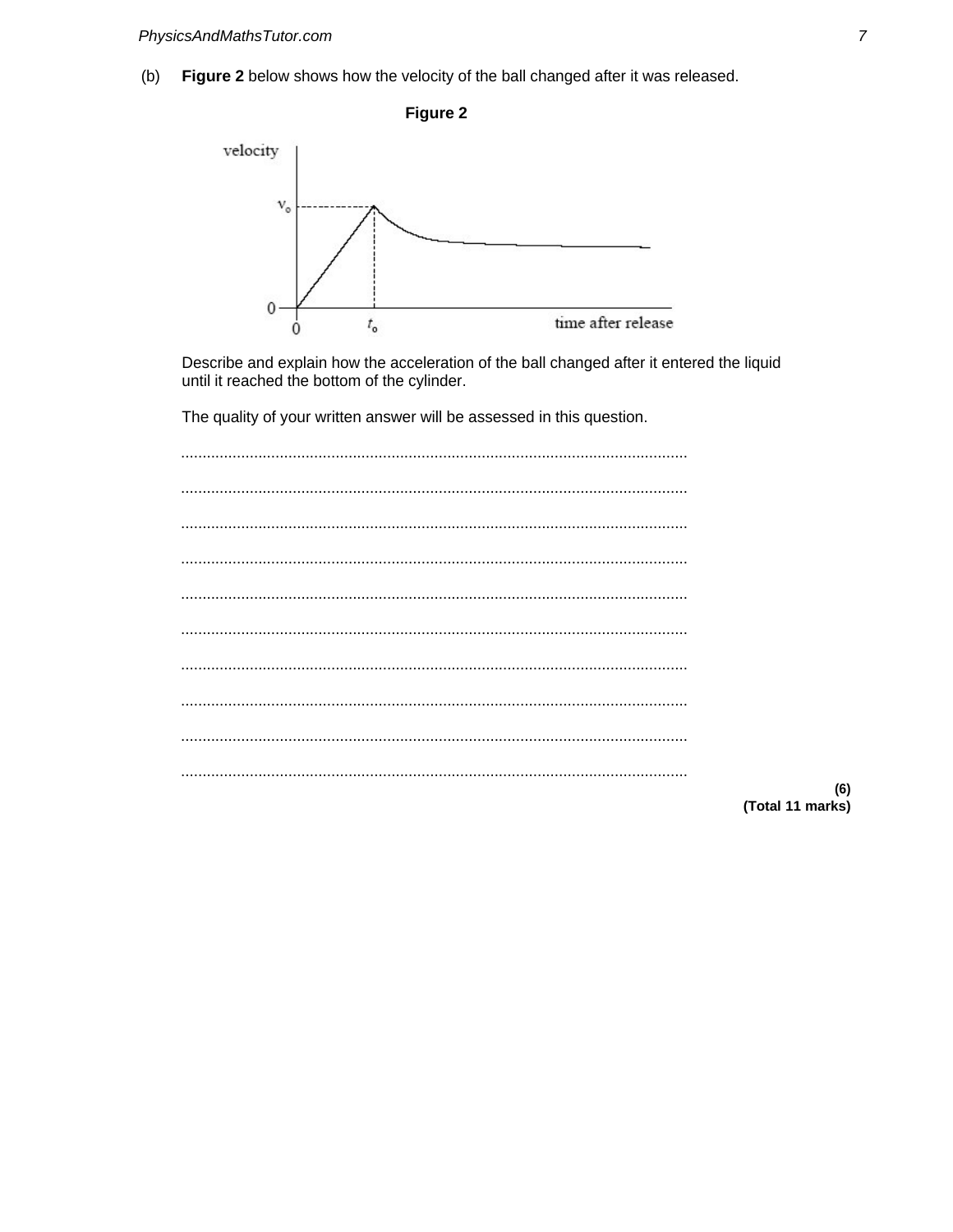(b) **Figure 2** below shows how the velocity of the ball changed after it was released.

**Figure 2**

Describe and explain how the acceleration of the ball changed after it entered the liquid until it reached the bottom of the cylinder.

The quality of your written answer will be assessed in this question.

.....................................................................................................................

.....................................................................................................................

.....................................................................................................................

.....................................................................................................................

.....................................................................................................................

.....................................................................................................................

.....................................................................................................................

.....................................................................................................................

.....................................................................................................................

.....................................................................................................................

**(6)**
**(Total 11 marks)**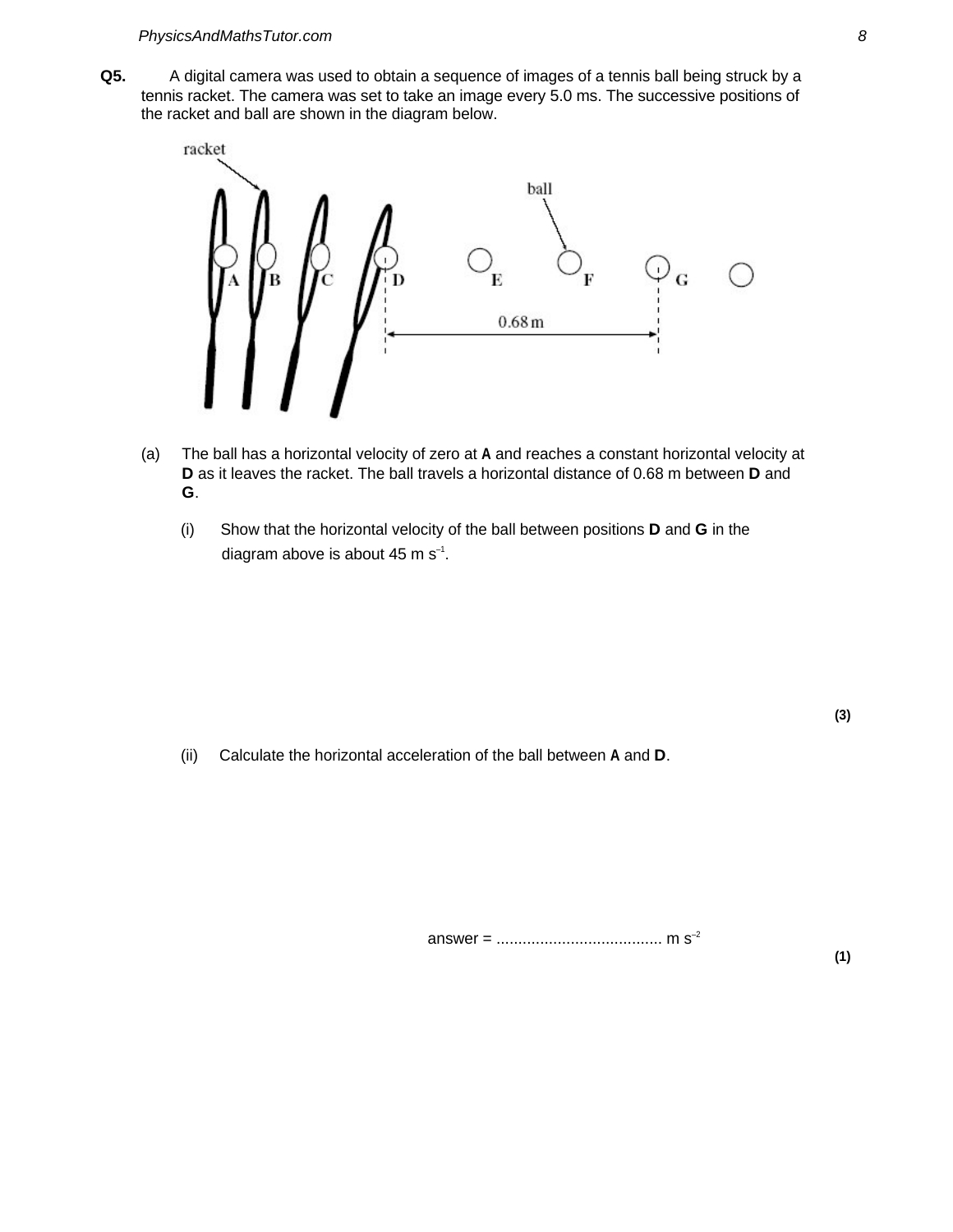**Q5.** A digital camera was used to obtain a sequence of images of a tennis ball being struck by a tennis racket. The camera was set to take an image every 5.0 ms. The successive positions of the racket and ball are shown in the diagram below.

(a) The ball has a horizontal velocity of zero at **A** and reaches a constant horizontal velocity at **D** as it leaves the racket. The ball travels a horizontal distance of 0.68 m between **D** and **G**.

(i) Show that the horizontal velocity of the ball between positions **D** and **G** in the diagram above is about 45 m s$^{-1}$.

**(3)**

(ii) Calculate the horizontal acceleration of the ball between **A** and **D**.

answer = ...................................... m s$^{-2}$

**(1)**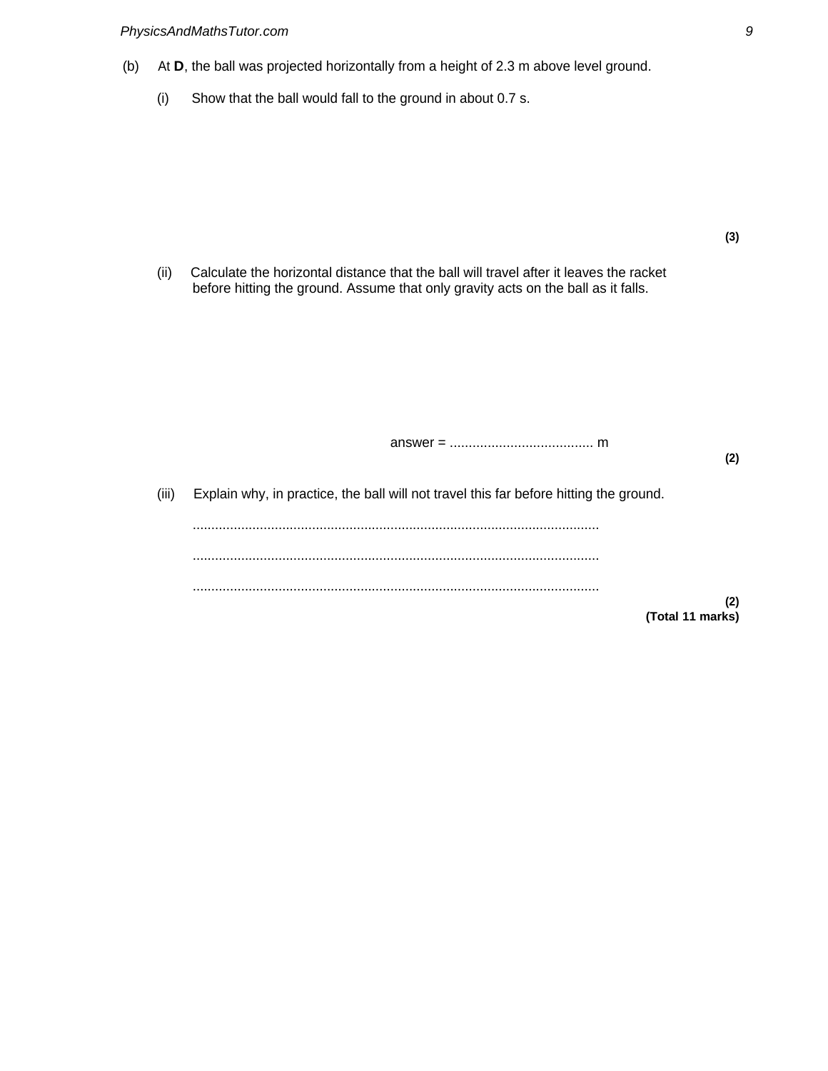(b) At **D**, the ball was projected horizontally from a height of 2.3 m above level ground.

(i) Show that the ball would fall to the ground in about 0.7 s.

**(3)**

(ii) Calculate the horizontal distance that the ball will travel after it leaves the racket before hitting the ground. Assume that only gravity acts on the ball as it falls.

answer = ...................................... m

**(2)**

(iii) Explain why, in practice, the ball will not travel this far before hitting the ground.

.............................................................................................................

.............................................................................................................

.............................................................................................................

**(2)**

**(Total 11 marks)**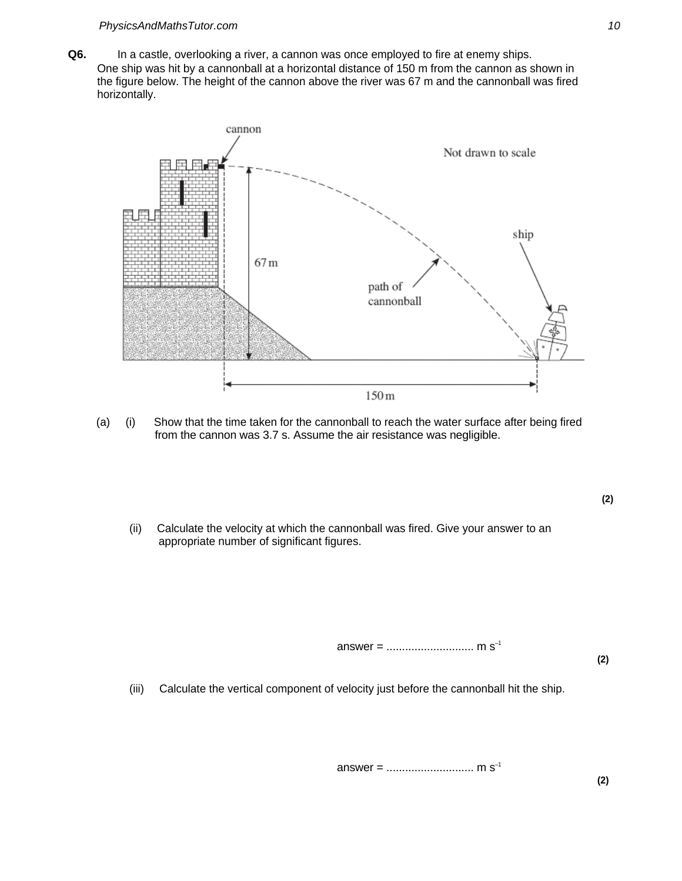**Q6.** In a castle, overlooking a river, a cannon was once employed to fire at enemy ships. One ship was hit by a cannonball at a horizontal distance of 150 m from the cannon as shown in the figure below. The height of the cannon above the river was 67 m and the cannonball was fired horizontally.

(a) (i) Show that the time taken for the cannonball to reach the water surface after being fired from the cannon was 3.7 s. Assume the air resistance was negligible.

**(2)**

(ii) Calculate the velocity at which the cannonball was fired. Give your answer to an appropriate number of significant figures.

answer = ............................ m $s^{-1}$

**(2)**

(iii) Calculate the vertical component of velocity just before the cannonball hit the ship.

answer = ............................ m $s^{-1}$

**(2)**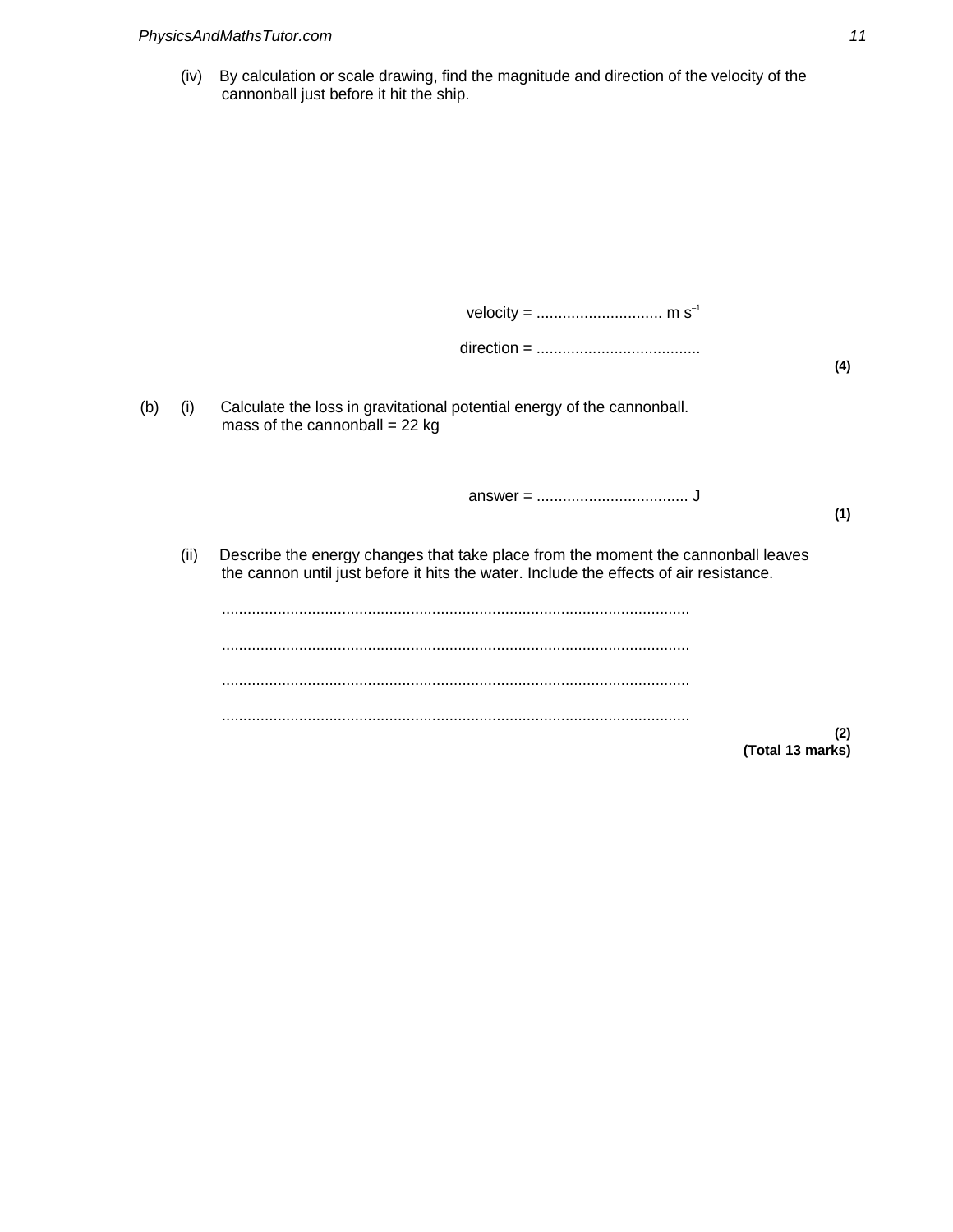(iv) By calculation or scale drawing, find the magnitude and direction of the velocity of the cannonball just before it hit the ship.

velocity = ............................ m $s^{-1}$

direction = .....................................

**(4)**

(b) (i) Calculate the loss in gravitational potential energy of the cannonball.
mass of the cannonball = 22 kg

answer = .................................. J

**(1)**

(ii) Describe the energy changes that take place from the moment the cannonball leaves the cannon until just before it hits the water. Include the effects of air resistance.

...........................................................................................................

...........................................................................................................

...........................................................................................................

...........................................................................................................

**(2)**
**(Total 13 marks)**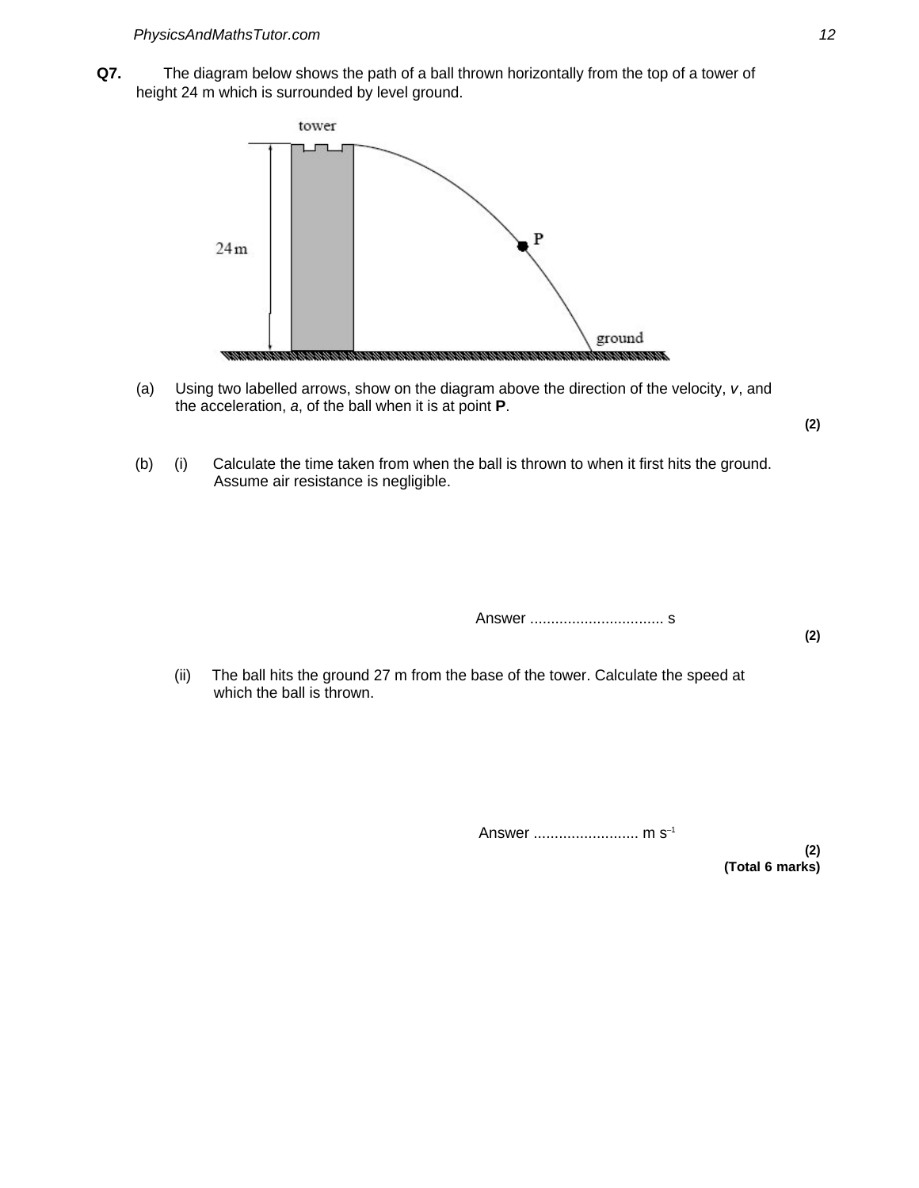**Q7.** The diagram below shows the path of a ball thrown horizontally from the top of a tower of height 24 m which is surrounded by level ground.

(a) Using two labelled arrows, show on the diagram above the direction of the velocity, $v$, and the acceleration, $a$, of the ball when it is at point **P**.

**(2)**

(b) (i) Calculate the time taken from when the ball is thrown to when it first hits the ground. Assume air resistance is negligible.

Answer ................................ s

**(2)**

(ii) The ball hits the ground 27 m from the base of the tower. Calculate the speed at which the ball is thrown.

Answer ......................... m s$^{-1}$

**(2)**

**(Total 6 marks)**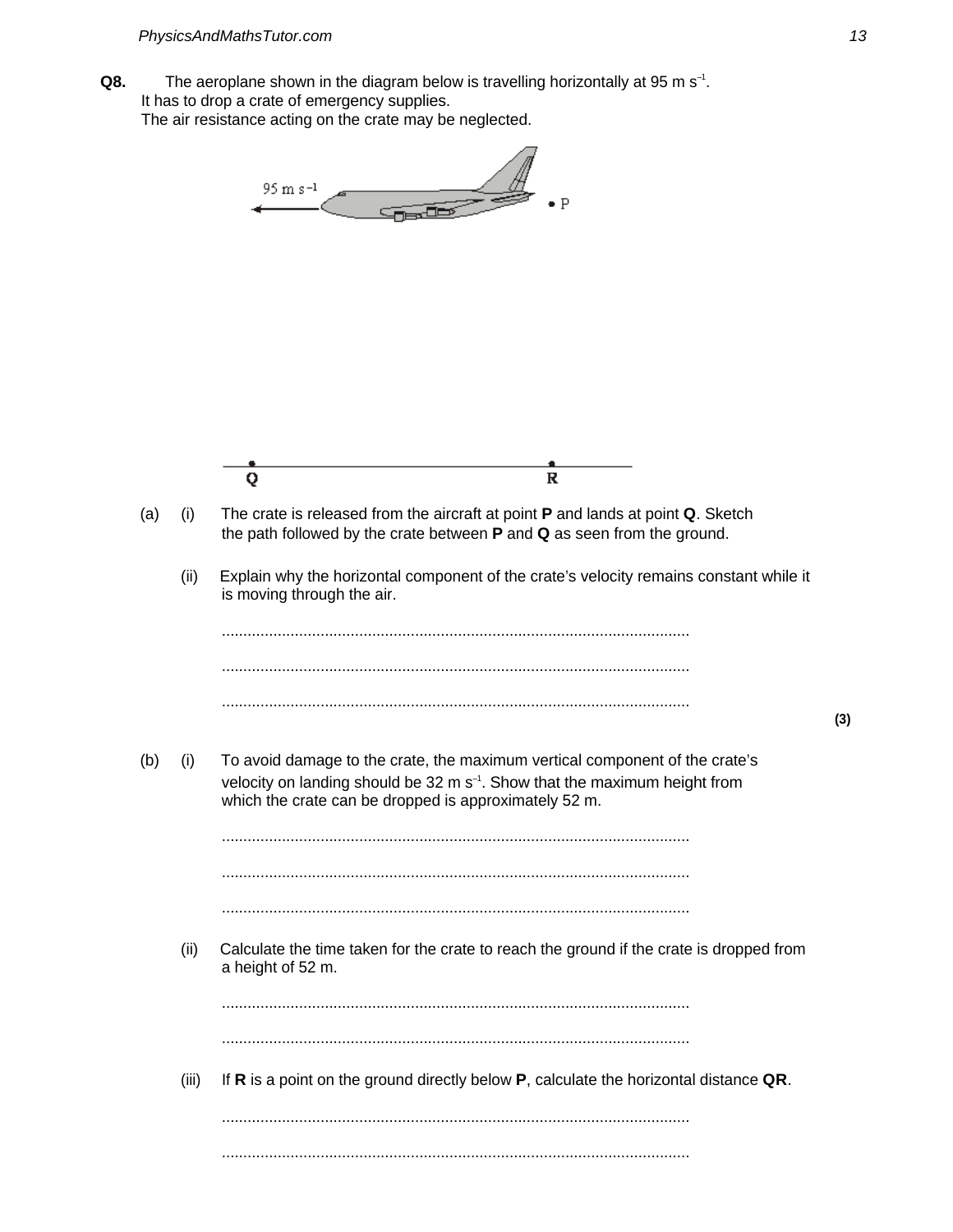**Q8.** The aeroplane shown in the diagram below is travelling horizontally at 95 m $s^{-1}$.
It has to drop a crate of emergency supplies.
The air resistance acting on the crate may be neglected.

95 m $s^{-1}$ • P

Q R

(a) (i) The crate is released from the aircraft at point **P** and lands at point **Q**. Sketch the path followed by the crate between **P** and **Q** as seen from the ground.

(ii) Explain why the horizontal component of the crate's velocity remains constant while it is moving through the air.

............................................................................................................

............................................................................................................

............................................................................................................

**(3)**

(b) (i) To avoid damage to the crate, the maximum vertical component of the crate's velocity on landing should be 32 m $s^{-1}$. Show that the maximum height from which the crate can be dropped is approximately 52 m.

............................................................................................................

............................................................................................................

............................................................................................................

(ii) Calculate the time taken for the crate to reach the ground if the crate is dropped from a height of 52 m.

............................................................................................................

............................................................................................................

(iii) If **R** is a point on the ground directly below **P**, calculate the horizontal distance **QR**.

............................................................................................................

............................................................................................................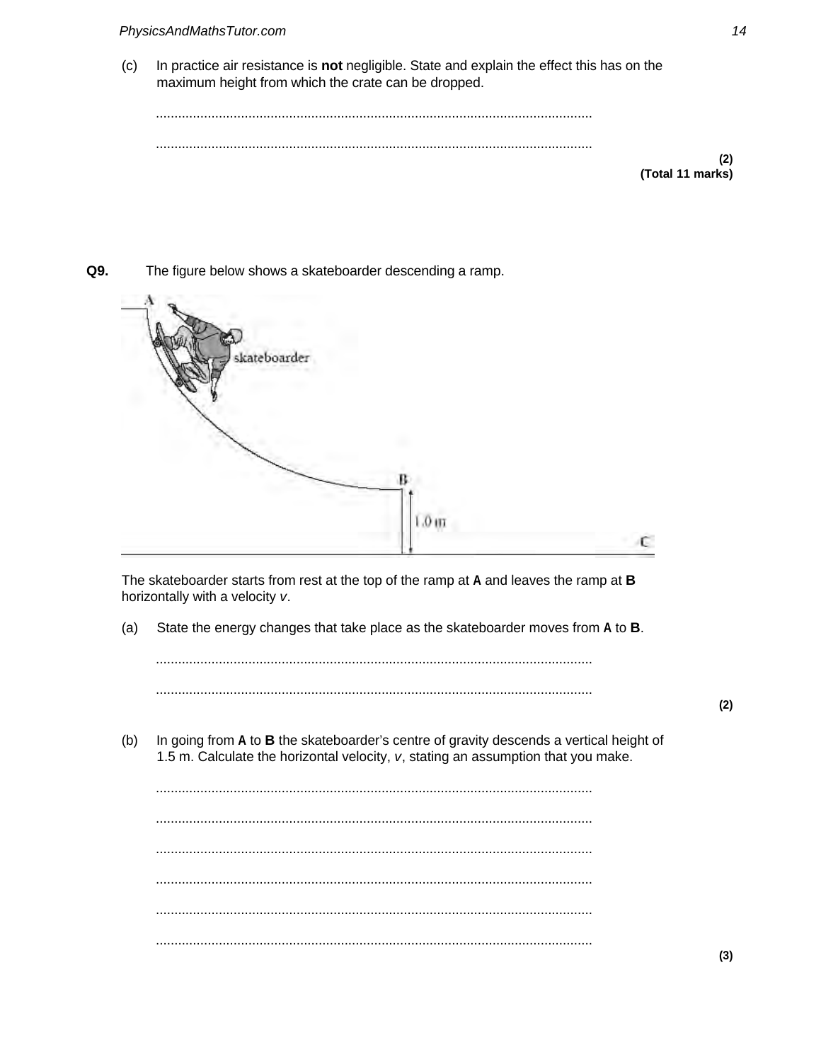(c) In practice air resistance is **not** negligible. State and explain the effect this has on the maximum height from which the crate can be dropped.

.......................................................................................................................

.......................................................................................................................

**(2)**
**(Total 11 marks)**

**Q9.** The figure below shows a skateboarder descending a ramp.

The skateboarder starts from rest at the top of the ramp at **A** and leaves the ramp at **B** horizontally with a velocity $v$.

(a) State the energy changes that take place as the skateboarder moves from **A** to **B**.

.......................................................................................................................

.......................................................................................................................

**(2)**

(b) In going from **A** to **B** the skateboarder's centre of gravity descends a vertical height of 1.5 m. Calculate the horizontal velocity, $v$, stating an assumption that you make.

.......................................................................................................................

.......................................................................................................................

.......................................................................................................................

.......................................................................................................................

.......................................................................................................................

.......................................................................................................................

**(3)**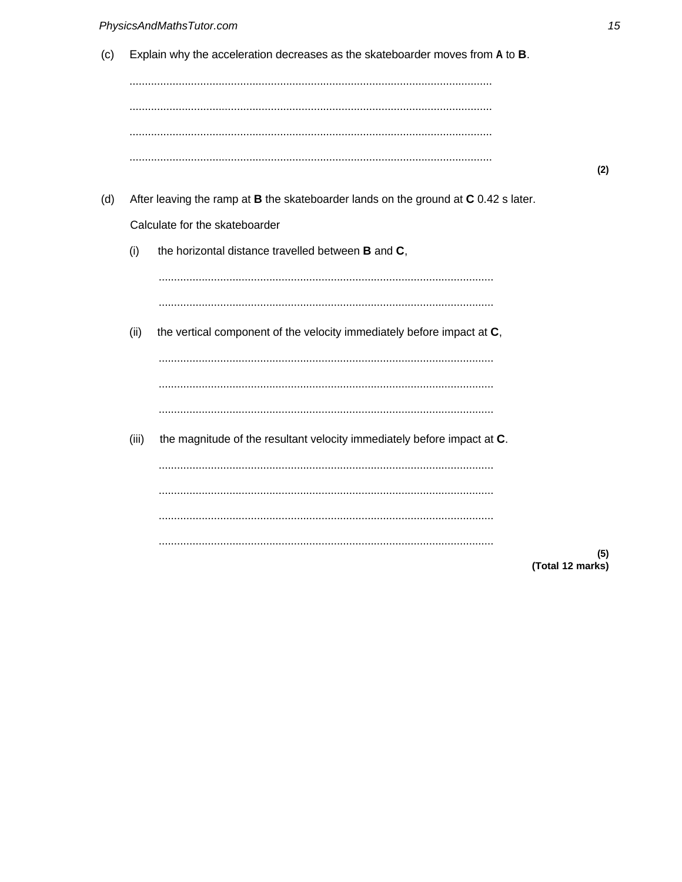(c) Explain why the acceleration decreases as the skateboarder moves from **A** to **B**.

.....................................................................................................................

.....................................................................................................................

.....................................................................................................................

.....................................................................................................................

**(2)**

(d) After leaving the ramp at **B** the skateboarder lands on the ground at **C** 0.42 s later.

Calculate for the skateboarder

(i) the horizontal distance travelled between **B** and **C**,

.....................................................................................................................

.....................................................................................................................

(ii) the vertical component of the velocity immediately before impact at **C**,

.....................................................................................................................

.....................................................................................................................

.....................................................................................................................

(iii) the magnitude of the resultant velocity immediately before impact at **C**.

.....................................................................................................................

.....................................................................................................................

.....................................................................................................................

.....................................................................................................................

**(5)**
**(Total 12 marks)**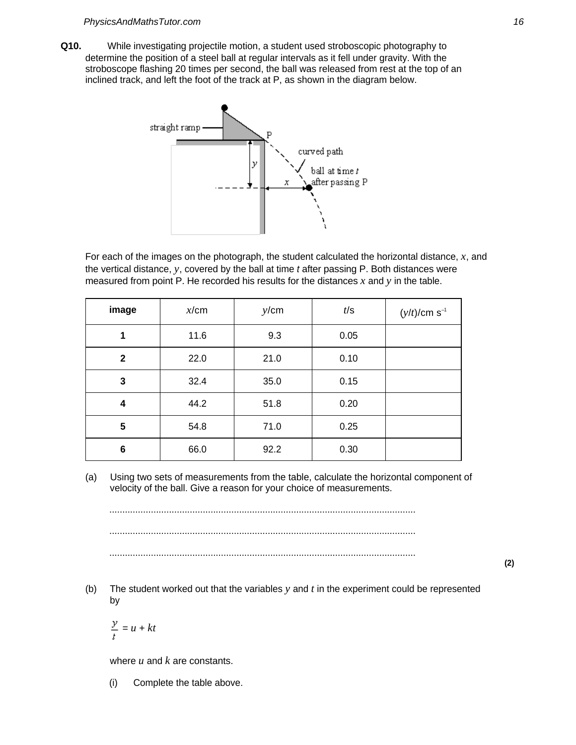**Q10.** While investigating projectile motion, a student used stroboscopic photography to determine the position of a steel ball at regular intervals as it fell under gravity. With the stroboscope flashing 20 times per second, the ball was released from rest at the top of an inclined track, and left the foot of the track at P, as shown in the diagram below.

For each of the images on the photograph, the student calculated the horizontal distance, $x$, and the vertical distance, $y$, covered by the ball at time $t$ after passing P. Both distances were measured from point P. He recorded his results for the distances $x$ and $y$ in the table.

| image | $x$/cm | $y$/cm | $t$/s | $(y/t)$/cm s$^{-1}$ |
|---|---|---|---|---|
| **1** | 11.6 | 9.3 | 0.05 | |
| **2** | 22.0 | 21.0 | 0.10 | |
| **3** | 32.4 | 35.0 | 0.15 | |
| **4** | 44.2 | 51.8 | 0.20 | |
| **5** | 54.8 | 71.0 | 0.25 | |
| **6** | 66.0 | 92.2 | 0.30 | |

(a) Using two sets of measurements from the table, calculate the horizontal component of velocity of the ball. Give a reason for your choice of measurements.

.....................................................................................................................

.....................................................................................................................

.....................................................................................................................

**(2)**

(b) The student worked out that the variables $y$ and $t$ in the experiment could be represented by

$$\frac{y}{t} = u + kt$$

where $u$ and $k$ are constants.

(i) Complete the table above.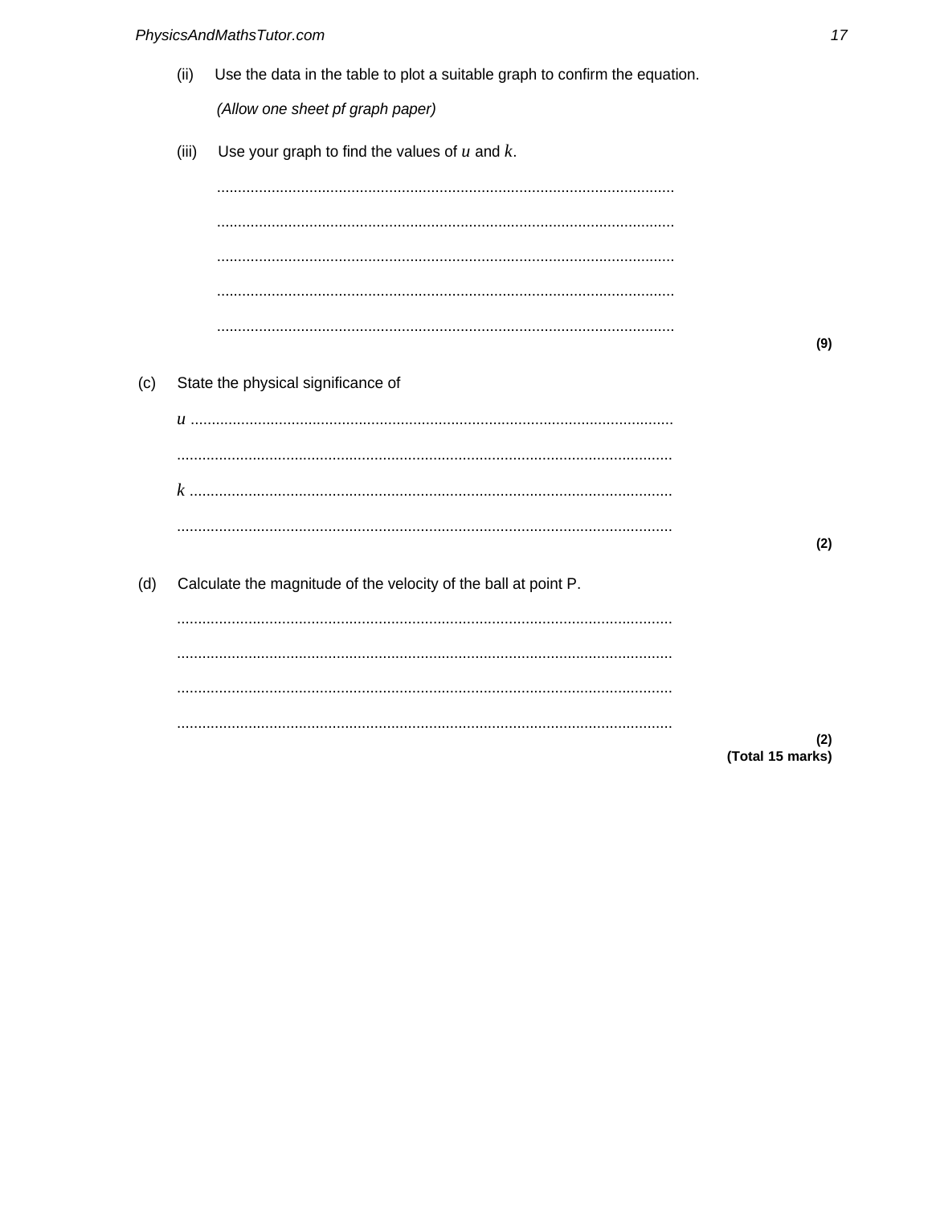(ii) Use the data in the table to plot a suitable graph to confirm the equation.

*(Allow one sheet pf graph paper)*

(iii) Use your graph to find the values of $u$ and $k$.

...........................................................................................................

...........................................................................................................

...........................................................................................................

...........................................................................................................

...........................................................................................................

**(9)**

(c) State the physical significance of

$u$ ..........................................................................................................

...........................................................................................................

$k$ ..........................................................................................................

...........................................................................................................

**(2)**

(d) Calculate the magnitude of the velocity of the ball at point P.

...........................................................................................................

...........................................................................................................

...........................................................................................................

...........................................................................................................

**(2)**
**(Total 15 marks)**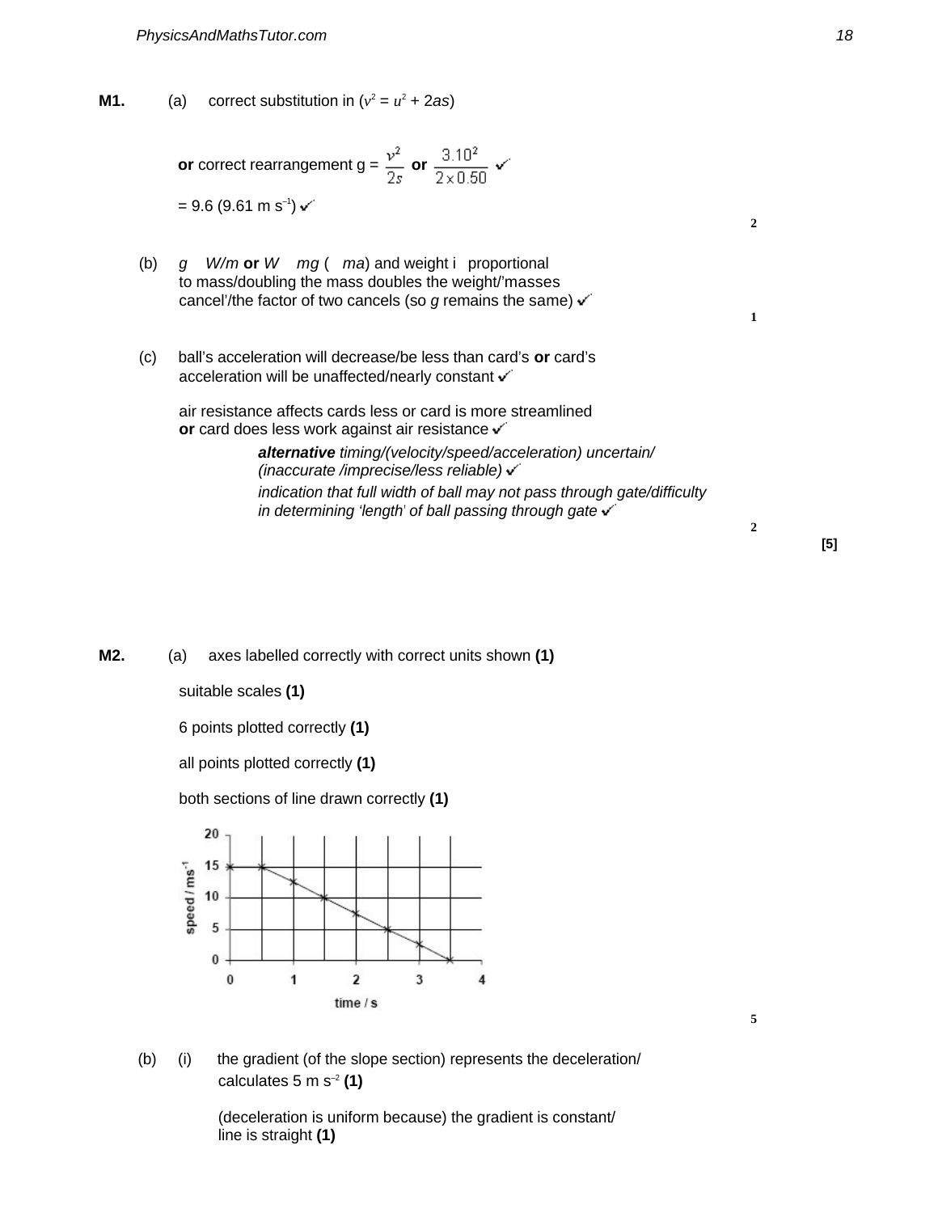**M1.** (a) correct substitution in ($v^2 = u^2 + 2as$)

**or** correct rearrangement g = $\frac{v^2}{2s}$ **or** $\frac{3.10^2}{2 \times 0.50}$ ✓

= 9.6 (9.61 m s$^{-1}$) ✓

**2**

(b) *g* *W/m* **or** *W* *mg* ( *ma*) and weight i proportional to mass/doubling the mass doubles the weight/'masses cancel'/the factor of two cancels (so *g* remains the same) ✓

**1**

(c) ball's acceleration will decrease/be less than card's **or** card's acceleration will be unaffected/nearly constant ✓

air resistance affects cards less or card is more streamlined **or** card does less work against air resistance ✓

***alternative*** *timing/(velocity/speed/acceleration) uncertain/ (inaccurate /imprecise/less reliable)* ✓

*indication that full width of ball may not pass through gate/difficulty in determining 'length' of ball passing through gate* ✓

**2**

**[5]**

**M2.** (a) axes labelled correctly with correct units shown **(1)**

suitable scales **(1)**

6 points plotted correctly **(1)**

all points plotted correctly **(1)**

both sections of line drawn correctly **(1)**

**5**

(b) (i) the gradient (of the slope section) represents the deceleration/ calculates 5 m s$^{-2}$ **(1)**

(deceleration is uniform because) the gradient is constant/ line is straight **(1)**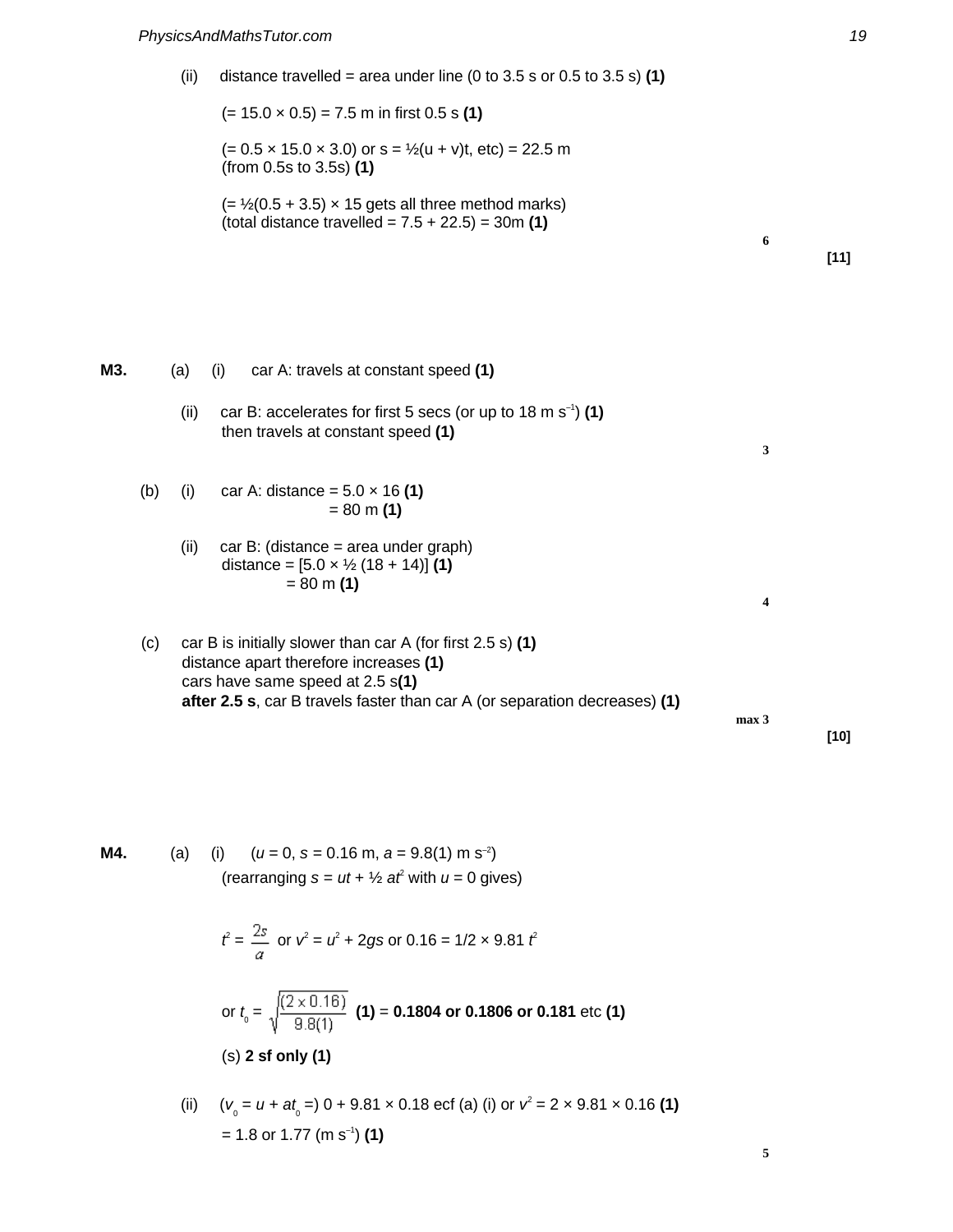(ii) distance travelled = area under line (0 to 3.5 s or 0.5 to 3.5 s) **(1)**

(= 15.0 × 0.5) = 7.5 m in first 0.5 s **(1)**

(= 0.5 × 15.0 × 3.0) or s = ½(u + v)t, etc) = 22.5 m (from 0.5s to 3.5s) **(1)**

(= ½(0.5 + 3.5) × 15 gets all three method marks)
(total distance travelled = 7.5 + 22.5) = 30m **(1)**

**6**

**[11]**

**M3.** (a) (i) car A: travels at constant speed **(1)**

(ii) car B: accelerates for first 5 secs (or up to 18 m s$^{-1}$) **(1)**
then travels at constant speed **(1)**

**3**

(b) (i) car A: distance = 5.0 × 16 **(1)**
= 80 m **(1)**

(ii) car B: (distance = area under graph)
distance = [5.0 × ½ (18 + 14)] **(1)**
= 80 m **(1)**

**4**

(c) car B is initially slower than car A (for first 2.5 s) **(1)**
distance apart therefore increases **(1)**
cars have same speed at 2.5 s **(1)**
**after 2.5 s**, car B travels faster than car A (or separation decreases) **(1)**

**max 3**

**[10]**

**M4.** (a) (i) ($u$ = 0, $s$ = 0.16 m, $a$ = 9.8(1) m s$^{-2}$)
(rearranging $s = ut + \frac{1}{2}at^2$ with $u$ = 0 gives)

$t^2 = \frac{2s}{a}$ or $v^2 = u^2 + 2gs$ or $0.16 = 1/2 \times 9.81\ t^2$

or $t_0 = \sqrt{\frac{(2 \times 0.16)}{9.8(1)}}$ **(1)** = **0.1804 or 0.1806 or 0.181** etc **(1)**

(s) **2 sf only (1)**

(ii) ($v_0 = u + at_0$ =) 0 + 9.81 × 0.18 ecf (a) (i) or $v^2 = 2 \times 9.81 \times 0.16$ **(1)**
= 1.8 or 1.77 (m s$^{-1}$) **(1)**

**5**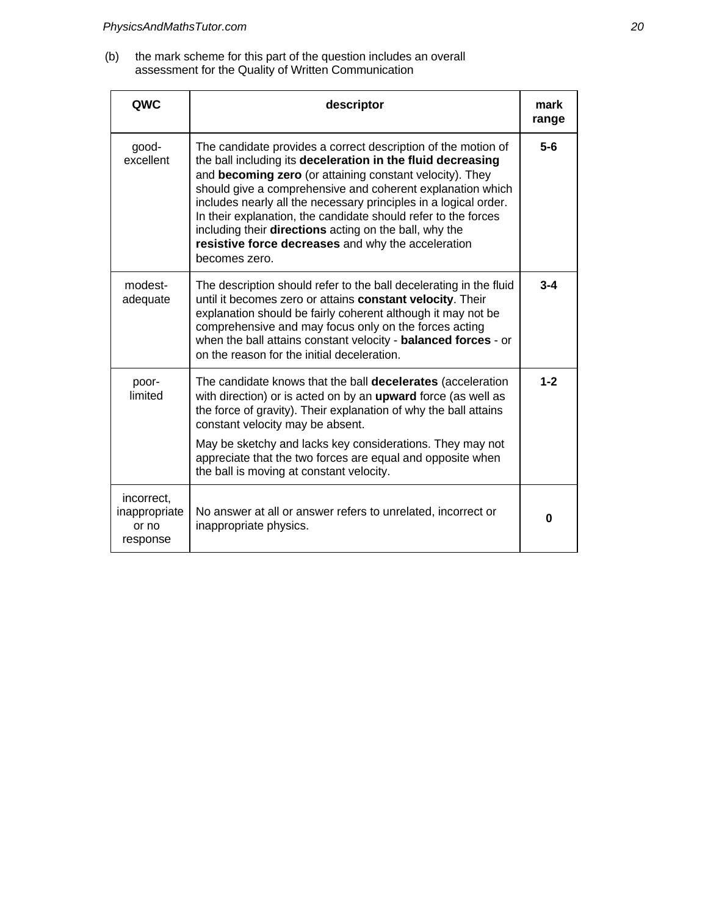(b) the mark scheme for this part of the question includes an overall assessment for the Quality of Written Communication

| QWC | descriptor | mark range |
|---|---|---|
| good-excellent | The candidate provides a correct description of the motion of the ball including its **deceleration in the fluid decreasing** and **becoming zero** (or attaining constant velocity). They should give a comprehensive and coherent explanation which includes nearly all the necessary principles in a logical order. In their explanation, the candidate should refer to the forces including their **directions** acting on the ball, why the **resistive force decreases** and why the acceleration becomes zero. | **5-6** |
| modest-adequate | The description should refer to the ball decelerating in the fluid until it becomes zero or attains **constant velocity**. Their explanation should be fairly coherent although it may not be comprehensive and may focus only on the forces acting when the ball attains constant velocity - **balanced forces** - or on the reason for the initial deceleration. | **3-4** |
| poor-limited | The candidate knows that the ball **decelerates** (acceleration with direction) or is acted on by an **upward** force (as well as the force of gravity). Their explanation of why the ball attains constant velocity may be absent. May be sketchy and lacks key considerations. They may not appreciate that the two forces are equal and opposite when the ball is moving at constant velocity. | **1-2** |
| incorrect, inappropriate or no response | No answer at all or answer refers to unrelated, incorrect or inappropriate physics. | **0** |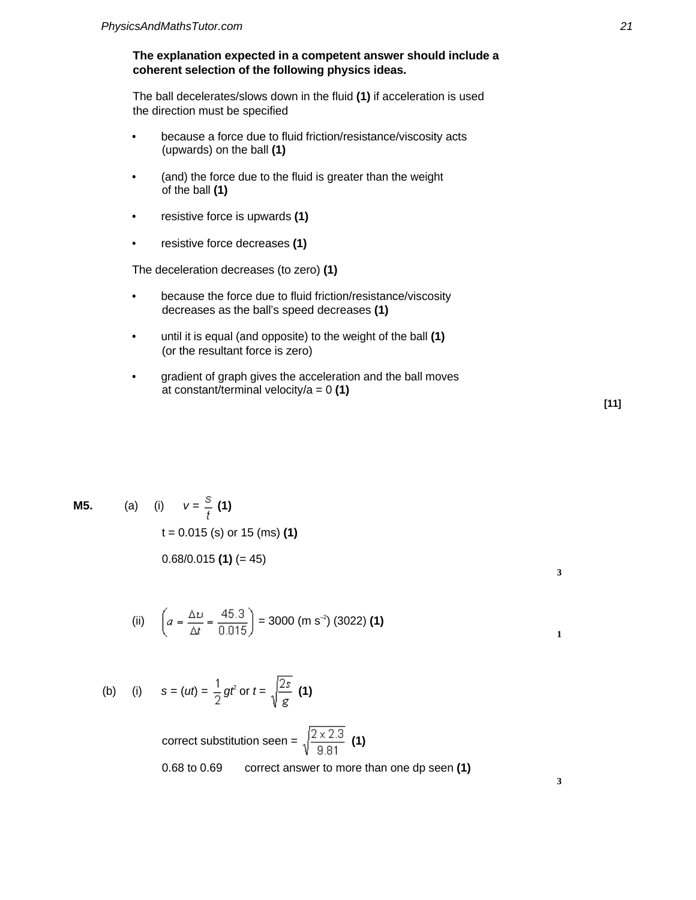**The explanation expected in a competent answer should include a coherent selection of the following physics ideas.**

The ball decelerates/slows down in the fluid **(1)** if acceleration is used the direction must be specified

- because a force due to fluid friction/resistance/viscosity acts (upwards) on the ball **(1)**
- (and) the force due to the fluid is greater than the weight of the ball **(1)**
- resistive force is upwards **(1)**
- resistive force decreases **(1)**

The deceleration decreases (to zero) **(1)**

- because the force due to fluid friction/resistance/viscosity decreases as the ball's speed decreases **(1)**
- until it is equal (and opposite) to the weight of the ball **(1)** (or the resultant force is zero)
- gradient of graph gives the acceleration and the ball moves at constant/terminal velocity/a = 0 **(1)**

**[11]**

**M5.** (a) (i) $v = \frac{s}{t}$ **(1)**

t = 0.015 (s) or 15 (ms) **(1)**

0.68/0.015 **(1)** (= 45)

3

(ii) $\left(a = \frac{\Delta v}{\Delta t} = \frac{45.3}{0.015}\right)$ = 3000 (m s$^{-2}$) (3022) **(1)**

1

(b) (i) $s = (ut) = \frac{1}{2}gt^2$ or $t = \sqrt{\frac{2s}{g}}$ **(1)**

correct substitution seen = $\sqrt{\frac{2 \times 2.3}{9.81}}$ **(1)**

0.68 to 0.69 correct answer to more than one dp seen **(1)**

3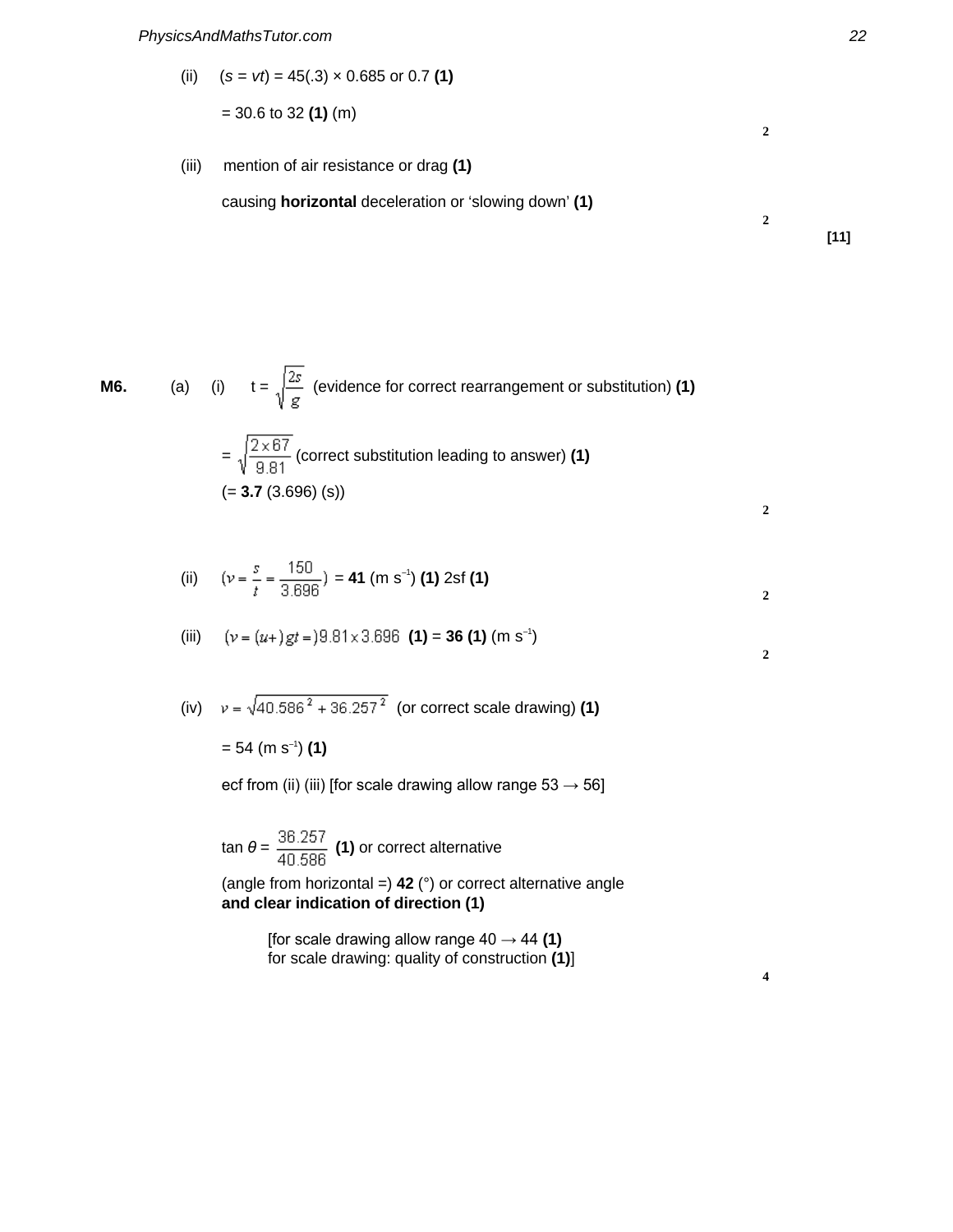(ii) ($s = vt$) = 45(.3) × 0.685 or 0.7 **(1)**

= 30.6 to 32 **(1)** (m)

2

(iii) mention of air resistance or drag **(1)**

causing **horizontal** deceleration or 'slowing down' **(1)**

2

**[11]**

**M6.** (a) (i) $t = \sqrt{\frac{2s}{g}}$ (evidence for correct rearrangement or substitution) **(1)**

$= \sqrt{\frac{2 \times 67}{9.81}}$ (correct substitution leading to answer) **(1)**

(= **3.7** (3.696) (s))

2

(ii) $\left(v = \frac{s}{t} = \frac{150}{3.696}\right)$ = **41** (m s$^{-1}$) **(1)** 2sf **(1)**

2

(iii) $(v = (u+)\,gt =) 9.81 \times 3.696$ **(1)** = **36 (1)** (m s$^{-1}$)

2

(iv) $v = \sqrt{40.586^2 + 36.257^2}$ (or correct scale drawing) **(1)**

= 54 (m s$^{-1}$) **(1)**

ecf from (ii) (iii) [for scale drawing allow range 53 → 56]

$\tan\theta = \frac{36.257}{40.586}$ **(1)** or correct alternative

(angle from horizontal =) **42** (°) or correct alternative angle **and clear indication of direction (1)**

[for scale drawing allow range 40 → 44 **(1)**
for scale drawing: quality of construction **(1)**]

4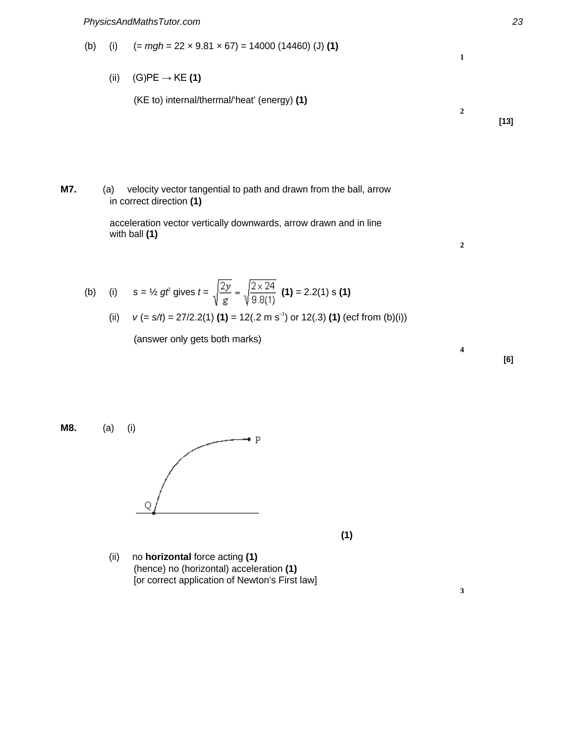(b) (i) (= $mgh$ = 22 × 9.81 × 67) = 14000 (14460) (J) **(1)**

1

(ii) (G)PE → KE **(1)**

(KE to) internal/thermal/'heat' (energy) **(1)**

2

**[13]**

**M7.** (a) velocity vector tangential to path and drawn from the ball, arrow in correct direction **(1)**

acceleration vector vertically downwards, arrow drawn and in line with ball **(1)**

2

(b) (i) $s = \frac{1}{2}gt^2$ gives $t = \sqrt{\frac{2y}{g}} = \sqrt{\frac{2 \times 24}{9.8(1)}}$ **(1)** = 2.2(1) s **(1)**

(ii) $v$ (= $s/t$) = 27/2.2(1) **(1)** = 12(.2 m s$^{-1}$) or 12(.3) **(1)** (ecf from (b)(i))

(answer only gets both marks)

4

**[6]**

**M8.** (a) (i)

**(1)**

(ii) no **horizontal** force acting **(1)**
(hence) no (horizontal) acceleration **(1)**
[or correct application of Newton's First law]

3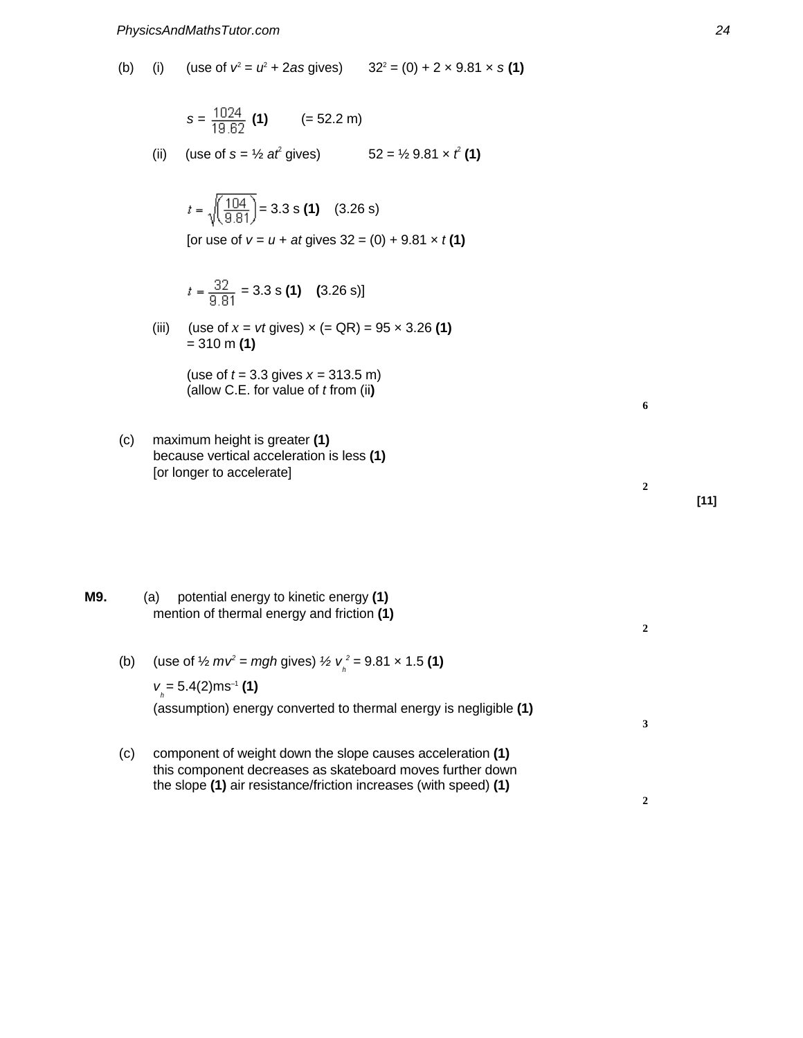(b) (i) (use of $v^2 = u^2 + 2as$ gives) $32^2 = (0) + 2 \times 9.81 \times s$ **(1)**

$s = \frac{1024}{19.62}$ **(1)** (= 52.2 m)

(ii) (use of $s = ½ at^2$ gives) $52 = ½\ 9.81 \times t^2$ **(1)**

$t = \sqrt{\left(\frac{104}{9.81}\right)}$ = 3.3 s **(1)** (3.26 s)

[or use of $v = u + at$ gives $32 = (0) + 9.81 \times t$ **(1)**

$t = \frac{32}{9.81}$ = 3.3 s **(1)** (3.26 s)]

(iii) (use of $x = vt$ gives) × (= QR) = 95 × 3.26 **(1)**
= 310 m **(1)**

(use of t = 3.3 gives x = 313.5 m)
(allow C.E. for value of t from (ii))

**6**

(c) maximum height is greater **(1)**
because vertical acceleration is less **(1)**
[or longer to accelerate]

**2**

**[11]**

**M9.** (a) potential energy to kinetic energy **(1)**
mention of thermal energy and friction **(1)**

**2**

(b) (use of $½ mv^2 = mgh$ gives) $½\ v_h^{\ 2} = 9.81 \times 1.5$ **(1)**

$v_h$ = 5.4(2)$ms^{-1}$ **(1)**

(assumption) energy converted to thermal energy is negligible **(1)**

**3**

(c) component of weight down the slope causes acceleration **(1)**
this component decreases as skateboard moves further down the slope **(1)** air resistance/friction increases (with speed) **(1)**

**2**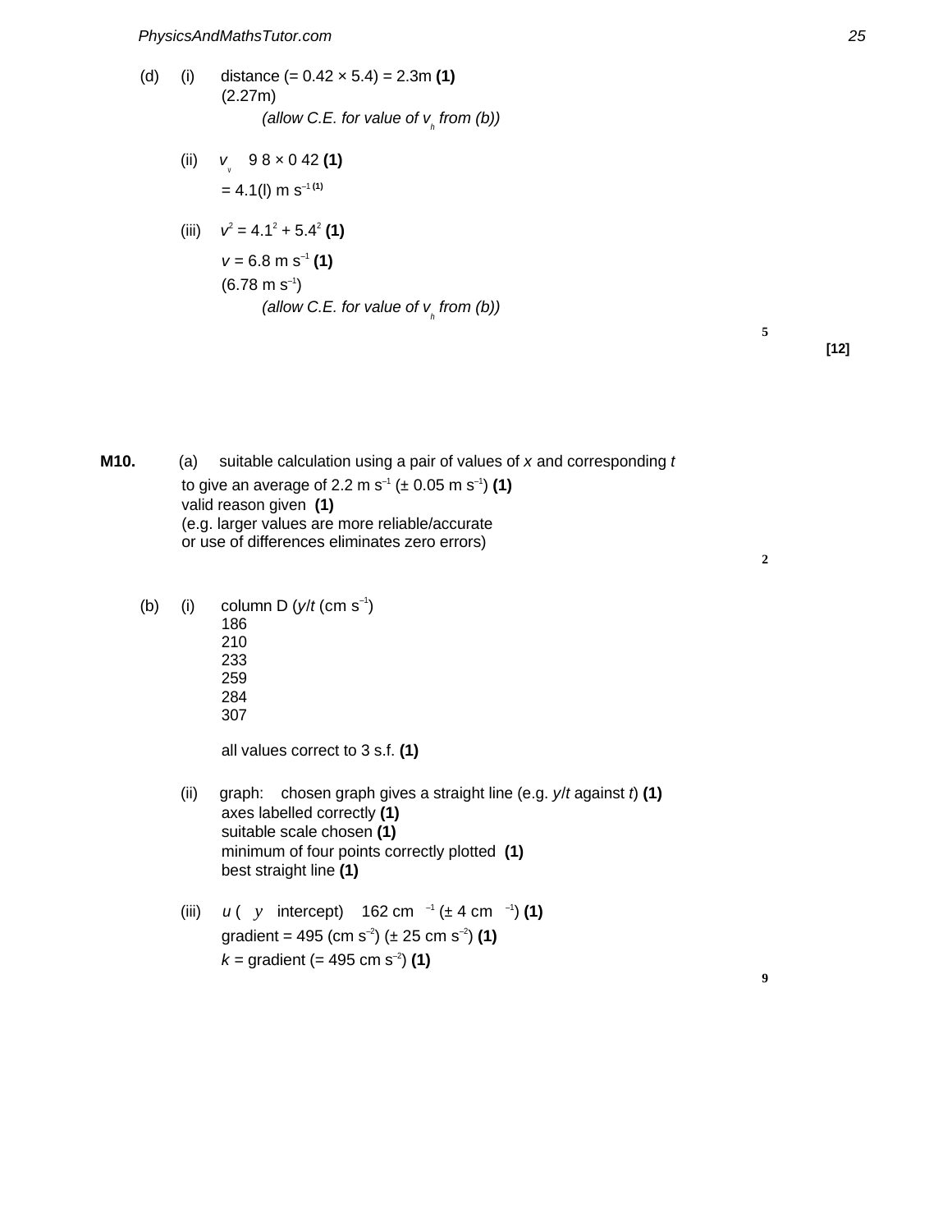(d) (i) distance (= 0.42 × 5.4) = 2.3m **(1)**
(2.27m)
*(allow C.E. for value of $v_h$ from (b))*

(ii) $v_v$ 9 8 × 0 42 **(1)**
= 4.1(l) m $s^{-1}$ **(1)**

(iii) $v^2 = 4.1^2 + 5.4^2$ **(1)**
$v$ = 6.8 m $s^{-1}$ **(1)**
(6.78 m $s^{-1}$)
*(allow C.E. for value of $v_h$ from (b))*

5

**[12]**

**M10.** (a) suitable calculation using a pair of values of $x$ and corresponding $t$ to give an average of 2.2 m $s^{-1}$ (± 0.05 m $s^{-1}$) **(1)**
valid reason given **(1)**
(e.g. larger values are more reliable/accurate or use of differences eliminates zero errors)

2

(b) (i) column D ($y/t$ (cm $s^{-1}$)
186
210
233
259
284
307

all values correct to 3 s.f. **(1)**

(ii) graph: chosen graph gives a straight line (e.g. $y/t$ against $t$) **(1)**
axes labelled correctly **(1)**
suitable scale chosen **(1)**
minimum of four points correctly plotted **(1)**
best straight line **(1)**

(iii) $u$ ( $y$ intercept) 162 cm $^{-1}$ (± 4 cm $^{-1}$) **(1)**
gradient = 495 (cm $s^{-2}$) (± 25 cm $s^{-2}$) **(1)**
$k$ = gradient (= 495 cm $s^{-2}$) **(1)**

9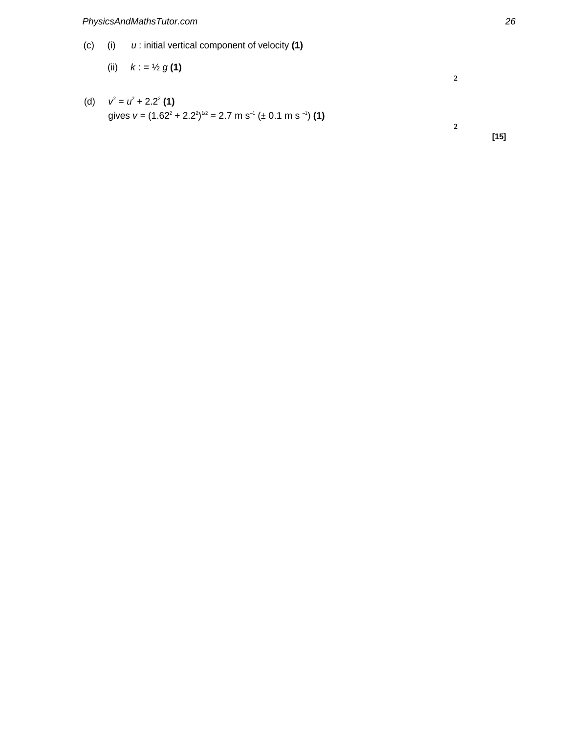(c) (i) $u$ : initial vertical component of velocity **(1)**

(ii) $k$ : = ½ $g$ **(1)**

**2**

(d) $v^2 = u^2 + 2.2^2$ **(1)**

gives $v = (1.62^2 + 2.2^2)^{1/2} = 2.7$ m s$^{-1}$ (± 0.1 m s$^{-1}$) **(1)**

**2**

**[15]**